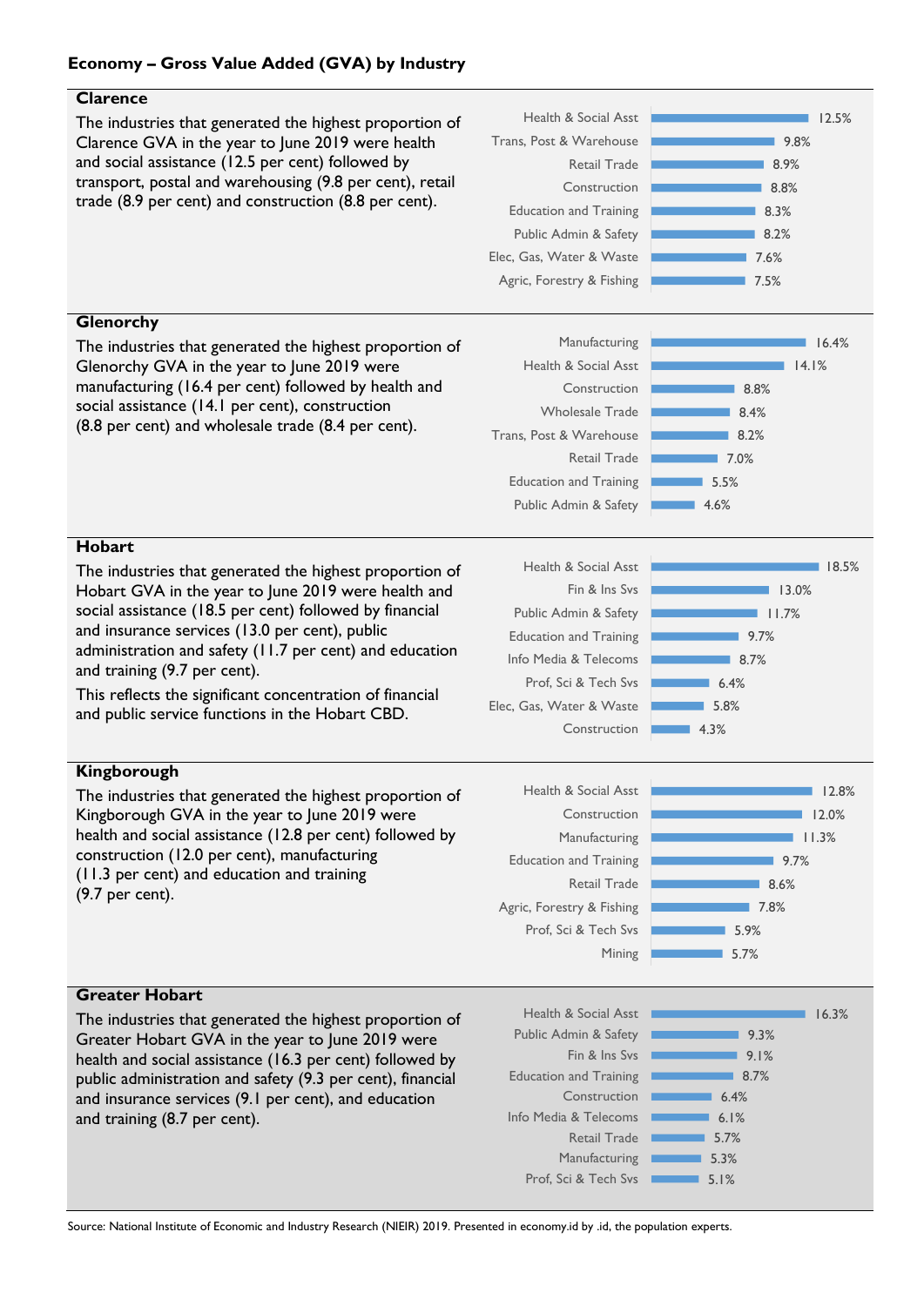## Economy – Gross Value Added (GVA) by Industry

### Clarence

The industries that generated the highest proportion of Clarence GVA in the year to June 2019 were health and social assistance (12.5 per cent) followed by transport, postal and warehousing (9.8 per cent), retail trade (8.9 per cent) and construction (8.8 per cent).

Health & Social Asst 12.5%
Trans, Post & Warehouse 9.8%
Retail Trade 8.9%
Construction 8.8%
Education and Training 8.3%
Public Admin & Safety 8.2%
Elec, Gas, Water & Waste 7.6%
Agric, Forestry & Fishing 7.5%

### Glenorchy

The industries that generated the highest proportion of Glenorchy GVA in the year to June 2019 were manufacturing (16.4 per cent) followed by health and social assistance (14.1 per cent), construction (8.8 per cent) and wholesale trade (8.4 per cent).

Manufacturing 16.4%
Health & Social Asst 14.1%
Construction 8.8%
Wholesale Trade 8.4%
Trans, Post & Warehouse 8.2%
Retail Trade 7.0%
Education and Training 5.5%
Public Admin & Safety 4.6%

### Hobart

The industries that generated the highest proportion of Hobart GVA in the year to June 2019 were health and social assistance (18.5 per cent) followed by financial and insurance services (13.0 per cent), public administration and safety (11.7 per cent) and education and training (9.7 per cent).

This reflects the significant concentration of financial and public service functions in the Hobart CBD.

Health & Social Asst 18.5%
Fin & Ins Svs 13.0%
Public Admin & Safety 11.7%
Education and Training 9.7%
Info Media & Telecoms 8.7%
Prof, Sci & Tech Svs 6.4%
Elec, Gas, Water & Waste 5.8%
Construction 4.3%

### Kingborough

The industries that generated the highest proportion of Kingborough GVA in the year to June 2019 were health and social assistance (12.8 per cent) followed by construction (12.0 per cent), manufacturing (11.3 per cent) and education and training (9.7 per cent).

Health & Social Asst 12.8%
Construction 12.0%
Manufacturing 11.3%
Education and Training 9.7%
Retail Trade 8.6%
Agric, Forestry & Fishing 7.8%
Prof, Sci & Tech Svs 5.9%
Mining 5.7%

### Greater Hobart

The industries that generated the highest proportion of Greater Hobart GVA in the year to June 2019 were health and social assistance (16.3 per cent) followed by public administration and safety (9.3 per cent), financial and insurance services (9.1 per cent), and education and training (8.7 per cent).

Health & Social Asst 16.3%
Public Admin & Safety 9.3%
Fin & Ins Svs 9.1%
Education and Training 8.7%
Construction 6.4%
Info Media & Telecoms 6.1%
Retail Trade 5.7%
Manufacturing 5.3%
Prof, Sci & Tech Svs 5.1%

Source: National Institute of Economic and Industry Research (NIEIR) 2019. Presented in economy.id by .id, the population experts.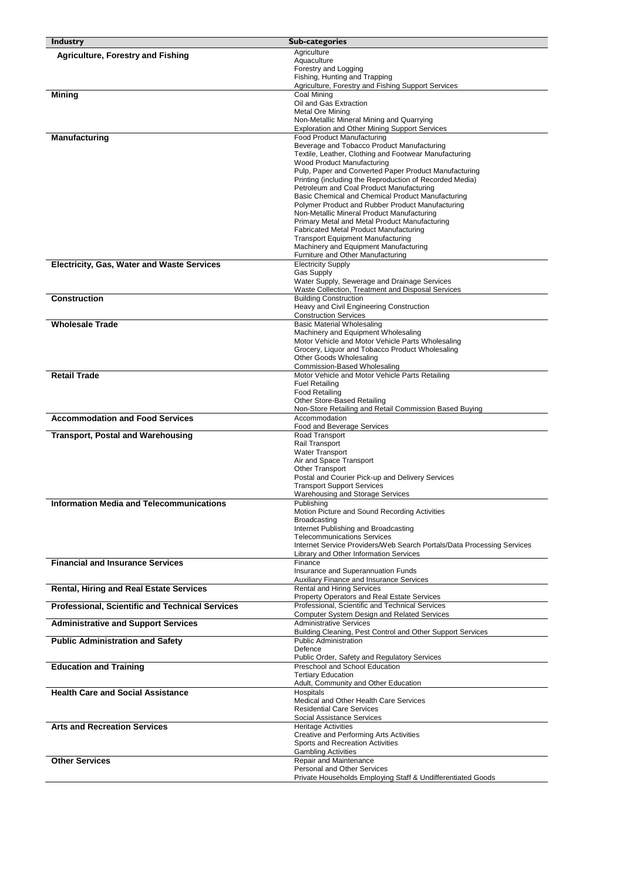| Industry | Sub-categories |
|---|---|
| **Agriculture, Forestry and Fishing** | Agriculture<br>Aquaculture<br>Forestry and Logging<br>Fishing, Hunting and Trapping<br>Agriculture, Forestry and Fishing Support Services |
| **Mining** | Coal Mining<br>Oil and Gas Extraction<br>Metal Ore Mining<br>Non-Metallic Mineral Mining and Quarrying<br>Exploration and Other Mining Support Services |
| **Manufacturing** | Food Product Manufacturing<br>Beverage and Tobacco Product Manufacturing<br>Textile, Leather, Clothing and Footwear Manufacturing<br>Wood Product Manufacturing<br>Pulp, Paper and Converted Paper Product Manufacturing<br>Printing (including the Reproduction of Recorded Media)<br>Petroleum and Coal Product Manufacturing<br>Basic Chemical and Chemical Product Manufacturing<br>Polymer Product and Rubber Product Manufacturing<br>Non-Metallic Mineral Product Manufacturing<br>Primary Metal and Metal Product Manufacturing<br>Fabricated Metal Product Manufacturing<br>Transport Equipment Manufacturing<br>Machinery and Equipment Manufacturing<br>Furniture and Other Manufacturing |
| **Electricity, Gas, Water and Waste Services** | Electricity Supply<br>Gas Supply<br>Water Supply, Sewerage and Drainage Services<br>Waste Collection, Treatment and Disposal Services |
| **Construction** | Building Construction<br>Heavy and Civil Engineering Construction<br>Construction Services |
| **Wholesale Trade** | Basic Material Wholesaling<br>Machinery and Equipment Wholesaling<br>Motor Vehicle and Motor Vehicle Parts Wholesaling<br>Grocery, Liquor and Tobacco Product Wholesaling<br>Other Goods Wholesaling<br>Commission-Based Wholesaling |
| **Retail Trade** | Motor Vehicle and Motor Vehicle Parts Retailing<br>Fuel Retailing<br>Food Retailing<br>Other Store-Based Retailing<br>Non-Store Retailing and Retail Commission Based Buying |
| **Accommodation and Food Services** | Accommodation<br>Food and Beverage Services |
| **Transport, Postal and Warehousing** | Road Transport<br>Rail Transport<br>Water Transport<br>Air and Space Transport<br>Other Transport<br>Postal and Courier Pick-up and Delivery Services<br>Transport Support Services<br>Warehousing and Storage Services |
| **Information Media and Telecommunications** | Publishing<br>Motion Picture and Sound Recording Activities<br>Broadcasting<br>Internet Publishing and Broadcasting<br>Telecommunications Services<br>Internet Service Providers/Web Search Portals/Data Processing Services<br>Library and Other Information Services |
| **Financial and Insurance Services** | Finance<br>Insurance and Superannuation Funds<br>Auxiliary Finance and Insurance Services |
| **Rental, Hiring and Real Estate Services** | Rental and Hiring Services<br>Property Operators and Real Estate Services |
| **Professional, Scientific and Technical Services** | Professional, Scientific and Technical Services<br>Computer System Design and Related Services |
| **Administrative and Support Services** | Administrative Services<br>Building Cleaning, Pest Control and Other Support Services |
| **Public Administration and Safety** | Public Administration<br>Defence<br>Public Order, Safety and Regulatory Services |
| **Education and Training** | Preschool and School Education<br>Tertiary Education<br>Adult, Community and Other Education |
| **Health Care and Social Assistance** | Hospitals<br>Medical and Other Health Care Services<br>Residential Care Services<br>Social Assistance Services |
| **Arts and Recreation Services** | Heritage Activities<br>Creative and Performing Arts Activities<br>Sports and Recreation Activities<br>Gambling Activities |
| **Other Services** | Repair and Maintenance<br>Personal and Other Services<br>Private Households Employing Staff & Undifferentiated Goods |